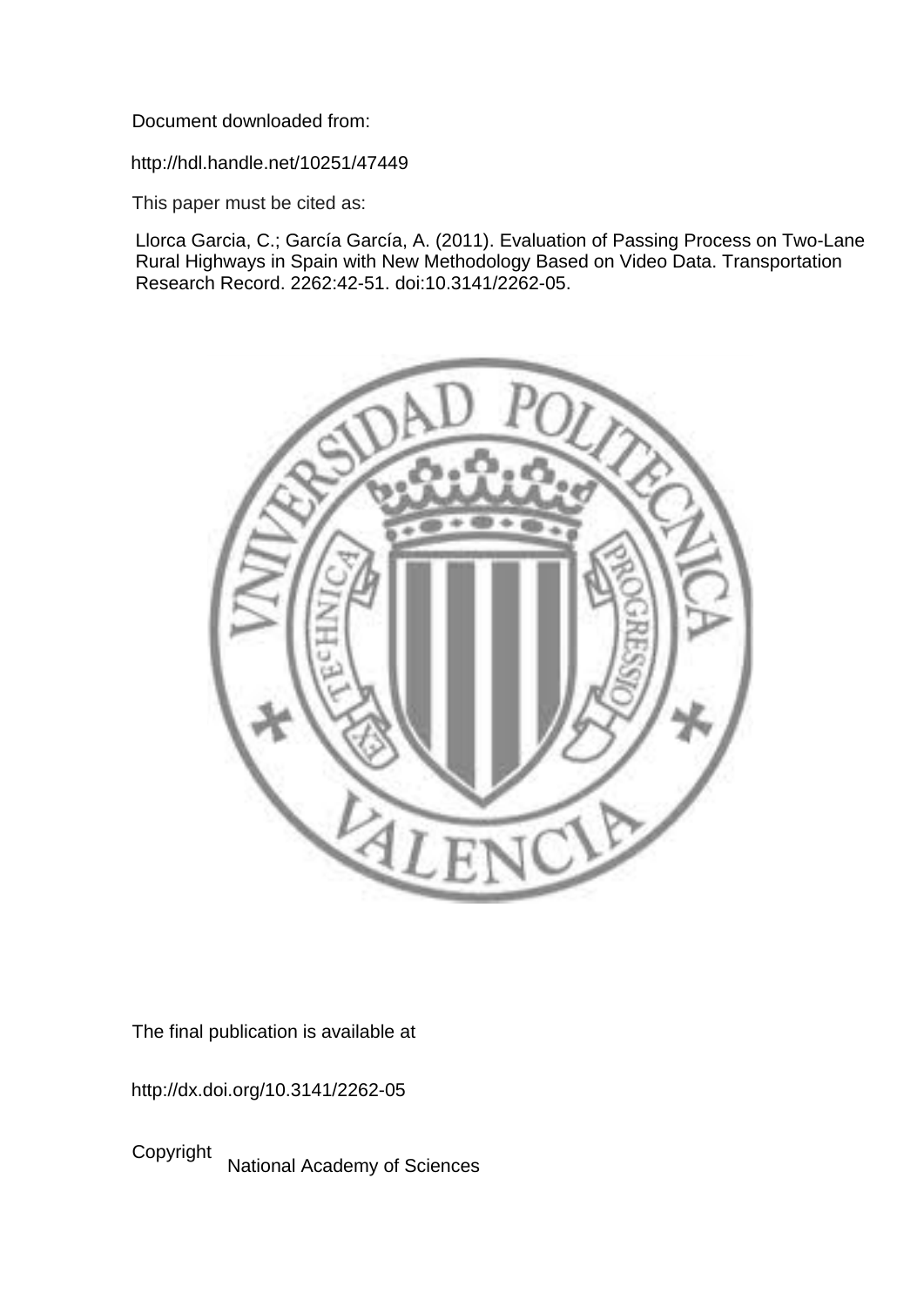Document downloaded from:

http://hdl.handle.net/10251/47449

This paper must be cited as:

Llorca Garcia, C.; García García, A. (2011). Evaluation of Passing Process on Two-Lane Rural Highways in Spain with New Methodology Based on Video Data. Transportation Research Record. 2262:42-51. doi:10.3141/2262-05.

The final publication is available at

http://dx.doi.org/10.3141/2262-05

Copyright National Academy of Sciences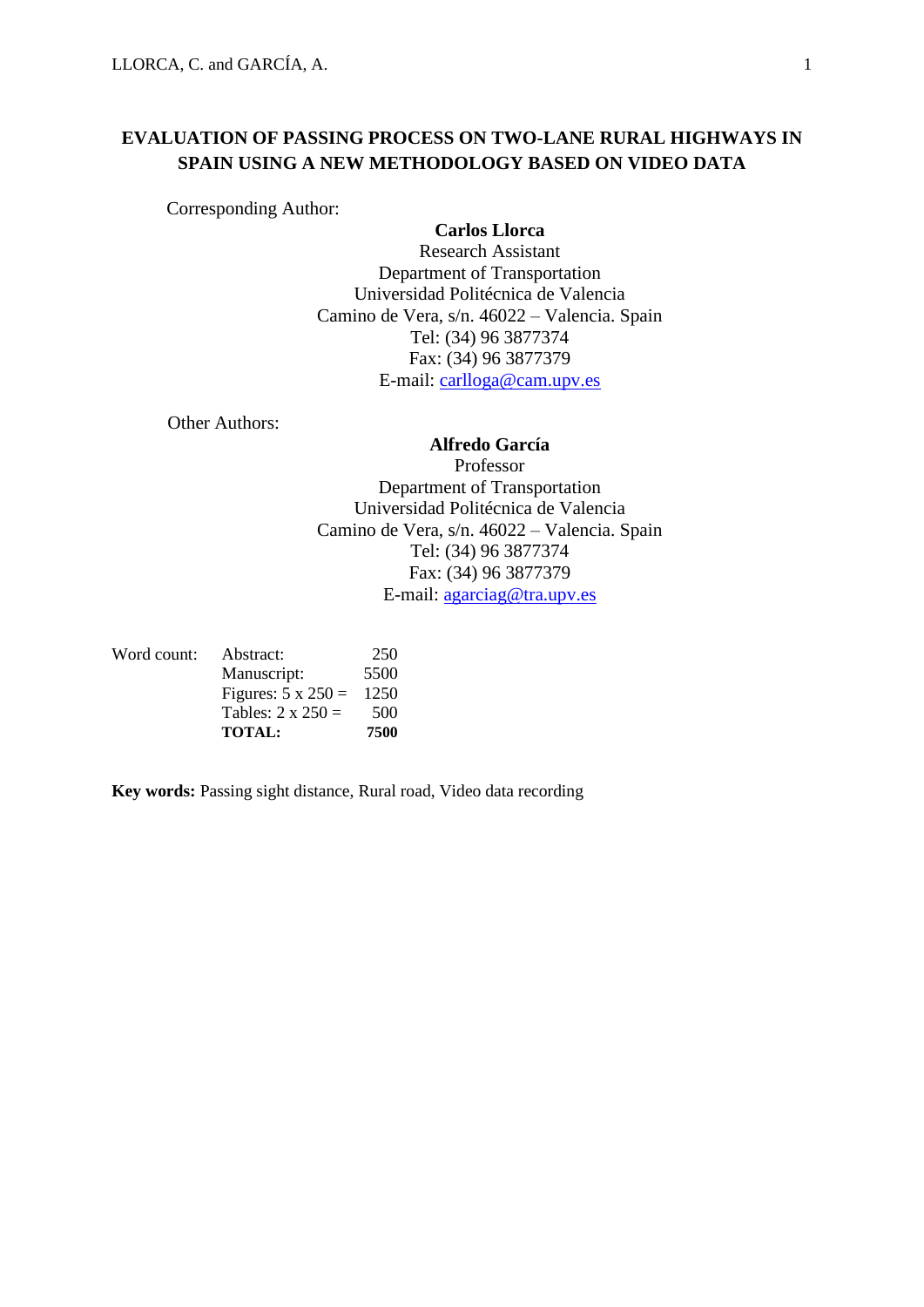# EVALUATION OF PASSING PROCESS ON TWO-LANE RURAL HIGHWAYS IN SPAIN USING A NEW METHODOLOGY BASED ON VIDEO DATA

Corresponding Author:

**Carlos Llorca**
Research Assistant
Department of Transportation
Universidad Politécnica de Valencia
Camino de Vera, s/n. 46022 – Valencia. Spain
Tel: (34) 96 3877374
Fax: (34) 96 3877379
E-mail: carlloga@cam.upv.es

Other Authors:

**Alfredo García**
Professor
Department of Transportation
Universidad Politécnica de Valencia
Camino de Vera, s/n. 46022 – Valencia. Spain
Tel: (34) 96 3877374
Fax: (34) 96 3877379
E-mail: agarciag@tra.upv.es

| Word count: | Abstract: | 250 |
|---|---|---|
| | Manuscript: | 5500 |
| | Figures: 5 x 250 = | 1250 |
| | Tables: 2 x 250 = | 500 |
| | **TOTAL:** | **7500** |

**Key words:** Passing sight distance, Rural road, Video data recording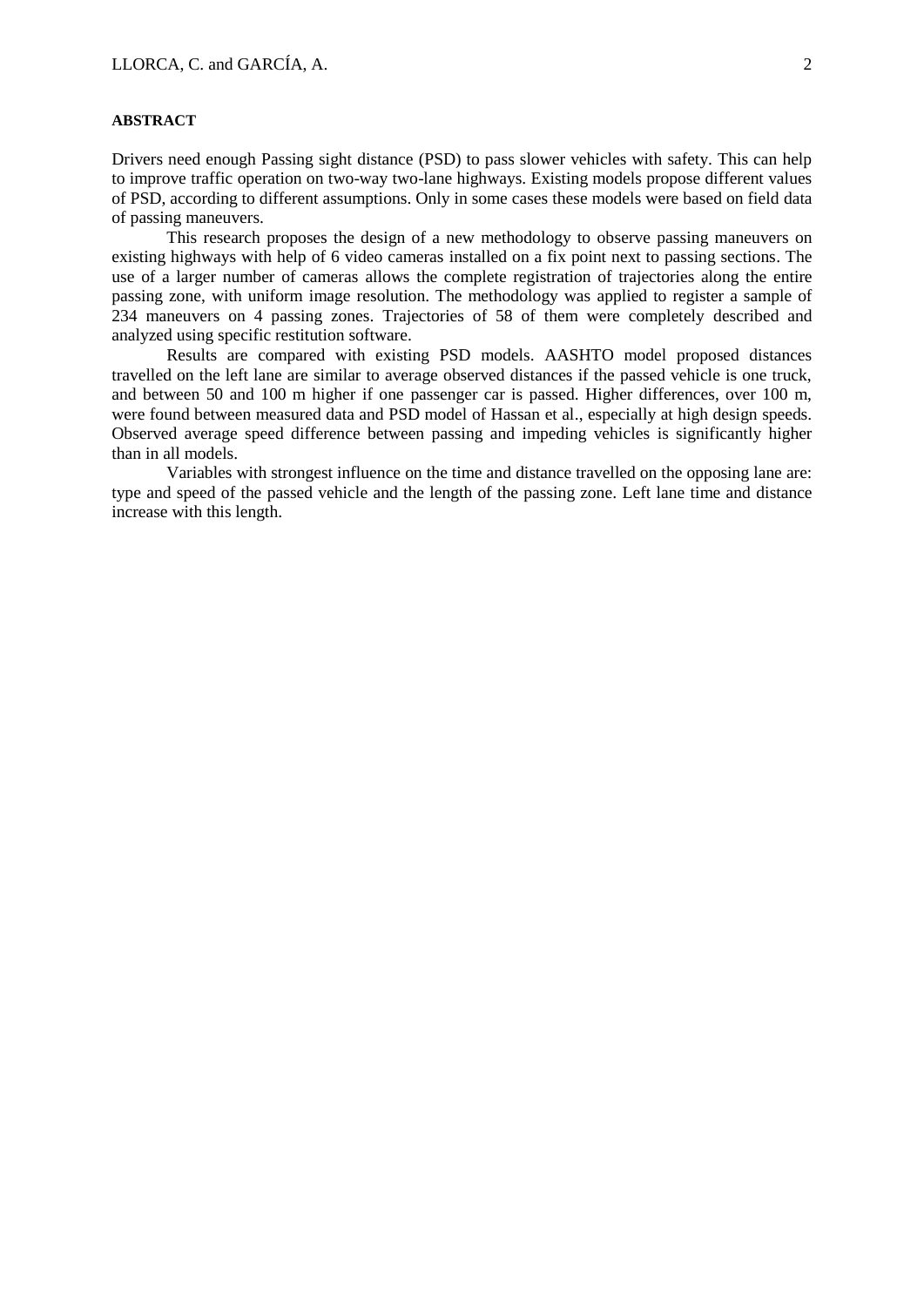**ABSTRACT**

Drivers need enough Passing sight distance (PSD) to pass slower vehicles with safety. This can help to improve traffic operation on two-way two-lane highways. Existing models propose different values of PSD, according to different assumptions. Only in some cases these models were based on field data of passing maneuvers.

This research proposes the design of a new methodology to observe passing maneuvers on existing highways with help of 6 video cameras installed on a fix point next to passing sections. The use of a larger number of cameras allows the complete registration of trajectories along the entire passing zone, with uniform image resolution. The methodology was applied to register a sample of 234 maneuvers on 4 passing zones. Trajectories of 58 of them were completely described and analyzed using specific restitution software.

Results are compared with existing PSD models. AASHTO model proposed distances travelled on the left lane are similar to average observed distances if the passed vehicle is one truck, and between 50 and 100 m higher if one passenger car is passed. Higher differences, over 100 m, were found between measured data and PSD model of Hassan et al., especially at high design speeds. Observed average speed difference between passing and impeding vehicles is significantly higher than in all models.

Variables with strongest influence on the time and distance travelled on the opposing lane are: type and speed of the passed vehicle and the length of the passing zone. Left lane time and distance increase with this length.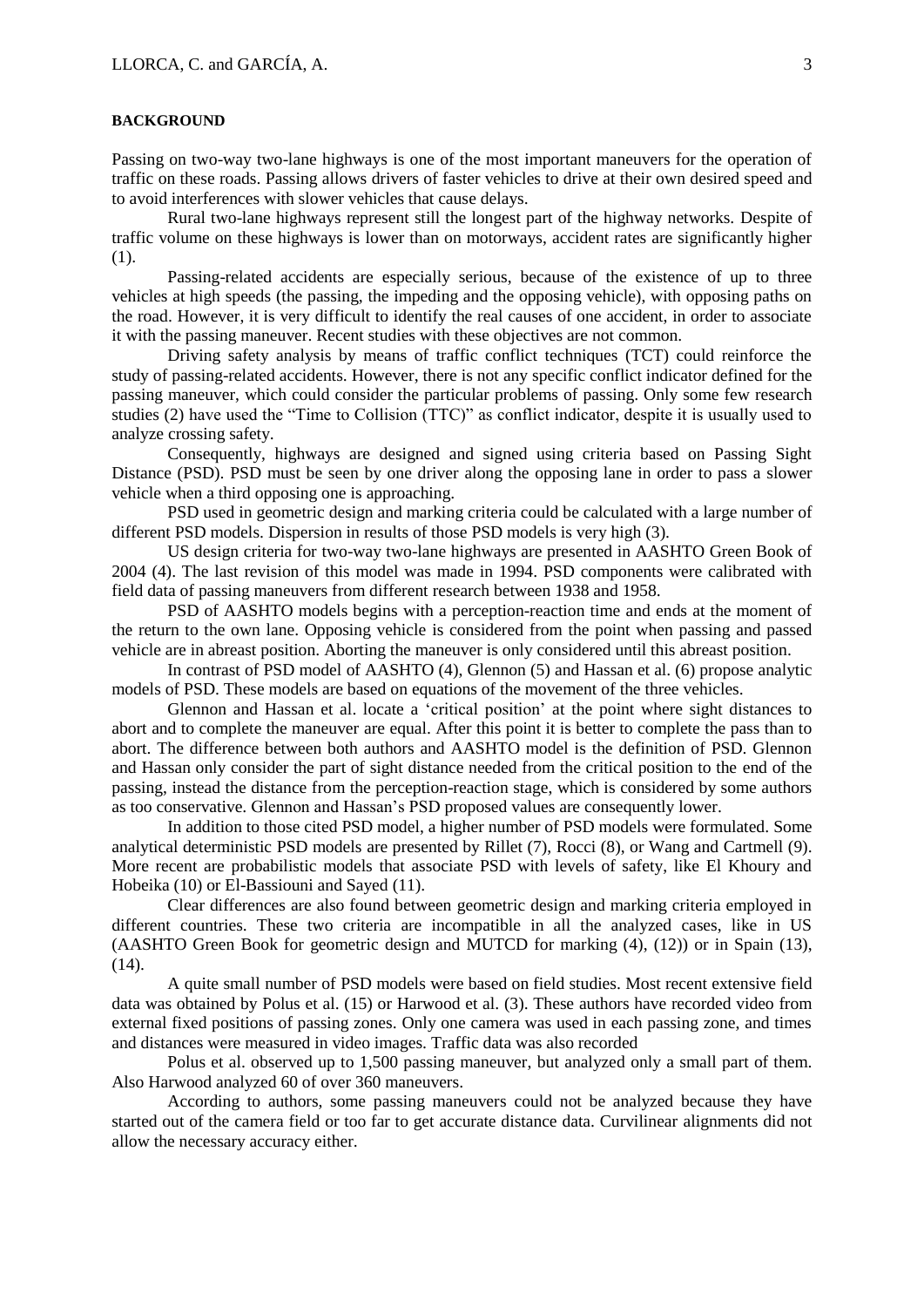**BACKGROUND**

Passing on two-way two-lane highways is one of the most important maneuvers for the operation of traffic on these roads. Passing allows drivers of faster vehicles to drive at their own desired speed and to avoid interferences with slower vehicles that cause delays.

Rural two-lane highways represent still the longest part of the highway networks. Despite of traffic volume on these highways is lower than on motorways, accident rates are significantly higher (1).

Passing-related accidents are especially serious, because of the existence of up to three vehicles at high speeds (the passing, the impeding and the opposing vehicle), with opposing paths on the road. However, it is very difficult to identify the real causes of one accident, in order to associate it with the passing maneuver. Recent studies with these objectives are not common.

Driving safety analysis by means of traffic conflict techniques (TCT) could reinforce the study of passing-related accidents. However, there is not any specific conflict indicator defined for the passing maneuver, which could consider the particular problems of passing. Only some few research studies (2) have used the "Time to Collision (TTC)" as conflict indicator, despite it is usually used to analyze crossing safety.

Consequently, highways are designed and signed using criteria based on Passing Sight Distance (PSD). PSD must be seen by one driver along the opposing lane in order to pass a slower vehicle when a third opposing one is approaching.

PSD used in geometric design and marking criteria could be calculated with a large number of different PSD models. Dispersion in results of those PSD models is very high (3).

US design criteria for two-way two-lane highways are presented in AASHTO Green Book of 2004 (4). The last revision of this model was made in 1994. PSD components were calibrated with field data of passing maneuvers from different research between 1938 and 1958.

PSD of AASHTO models begins with a perception-reaction time and ends at the moment of the return to the own lane. Opposing vehicle is considered from the point when passing and passed vehicle are in abreast position. Aborting the maneuver is only considered until this abreast position.

In contrast of PSD model of AASHTO (4), Glennon (5) and Hassan et al. (6) propose analytic models of PSD. These models are based on equations of the movement of the three vehicles.

Glennon and Hassan et al. locate a 'critical position' at the point where sight distances to abort and to complete the maneuver are equal. After this point it is better to complete the pass than to abort. The difference between both authors and AASHTO model is the definition of PSD. Glennon and Hassan only consider the part of sight distance needed from the critical position to the end of the passing, instead the distance from the perception-reaction stage, which is considered by some authors as too conservative. Glennon and Hassan's PSD proposed values are consequently lower.

In addition to those cited PSD model, a higher number of PSD models were formulated. Some analytical deterministic PSD models are presented by Rillet (7), Rocci (8), or Wang and Cartmell (9). More recent are probabilistic models that associate PSD with levels of safety, like El Khoury and Hobeika (10) or El-Bassiouni and Sayed (11).

Clear differences are also found between geometric design and marking criteria employed in different countries. These two criteria are incompatible in all the analyzed cases, like in US (AASHTO Green Book for geometric design and MUTCD for marking (4), (12)) or in Spain (13), (14).

A quite small number of PSD models were based on field studies. Most recent extensive field data was obtained by Polus et al. (15) or Harwood et al. (3). These authors have recorded video from external fixed positions of passing zones. Only one camera was used in each passing zone, and times and distances were measured in video images. Traffic data was also recorded

Polus et al. observed up to 1,500 passing maneuver, but analyzed only a small part of them. Also Harwood analyzed 60 of over 360 maneuvers.

According to authors, some passing maneuvers could not be analyzed because they have started out of the camera field or too far to get accurate distance data. Curvilinear alignments did not allow the necessary accuracy either.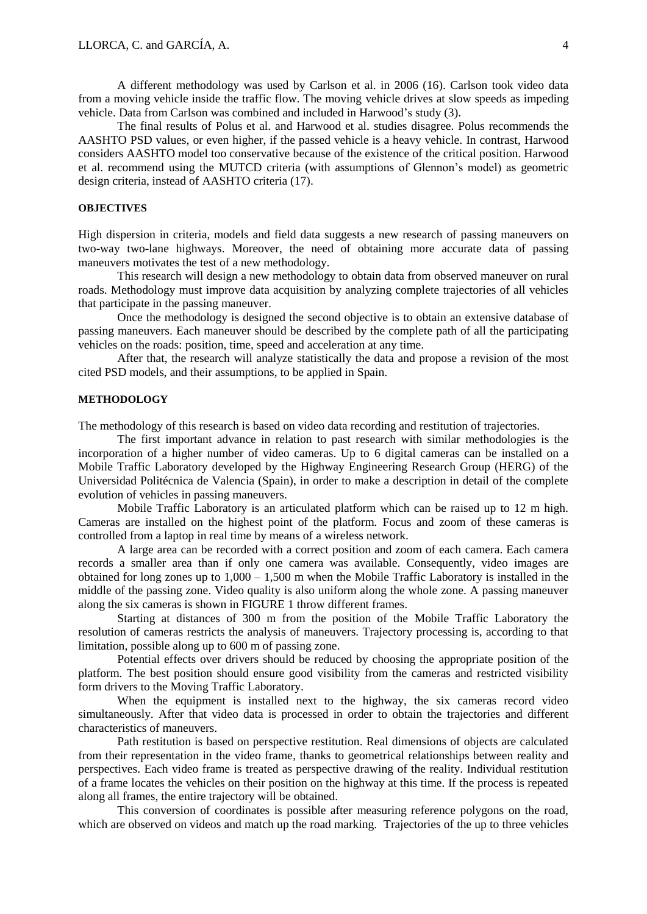A different methodology was used by Carlson et al. in 2006 (16). Carlson took video data from a moving vehicle inside the traffic flow. The moving vehicle drives at slow speeds as impeding vehicle. Data from Carlson was combined and included in Harwood's study (3).

The final results of Polus et al. and Harwood et al. studies disagree. Polus recommends the AASHTO PSD values, or even higher, if the passed vehicle is a heavy vehicle. In contrast, Harwood considers AASHTO model too conservative because of the existence of the critical position. Harwood et al. recommend using the MUTCD criteria (with assumptions of Glennon's model) as geometric design criteria, instead of AASHTO criteria (17).

## OBJECTIVES

High dispersion in criteria, models and field data suggests a new research of passing maneuvers on two-way two-lane highways. Moreover, the need of obtaining more accurate data of passing maneuvers motivates the test of a new methodology.

This research will design a new methodology to obtain data from observed maneuver on rural roads. Methodology must improve data acquisition by analyzing complete trajectories of all vehicles that participate in the passing maneuver.

Once the methodology is designed the second objective is to obtain an extensive database of passing maneuvers. Each maneuver should be described by the complete path of all the participating vehicles on the roads: position, time, speed and acceleration at any time.

After that, the research will analyze statistically the data and propose a revision of the most cited PSD models, and their assumptions, to be applied in Spain.

## METHODOLOGY

The methodology of this research is based on video data recording and restitution of trajectories.

The first important advance in relation to past research with similar methodologies is the incorporation of a higher number of video cameras. Up to 6 digital cameras can be installed on a Mobile Traffic Laboratory developed by the Highway Engineering Research Group (HERG) of the Universidad Politécnica de Valencia (Spain), in order to make a description in detail of the complete evolution of vehicles in passing maneuvers.

Mobile Traffic Laboratory is an articulated platform which can be raised up to 12 m high. Cameras are installed on the highest point of the platform. Focus and zoom of these cameras is controlled from a laptop in real time by means of a wireless network.

A large area can be recorded with a correct position and zoom of each camera. Each camera records a smaller area than if only one camera was available. Consequently, video images are obtained for long zones up to 1,000 – 1,500 m when the Mobile Traffic Laboratory is installed in the middle of the passing zone. Video quality is also uniform along the whole zone. A passing maneuver along the six cameras is shown in FIGURE 1 throw different frames.

Starting at distances of 300 m from the position of the Mobile Traffic Laboratory the resolution of cameras restricts the analysis of maneuvers. Trajectory processing is, according to that limitation, possible along up to 600 m of passing zone.

Potential effects over drivers should be reduced by choosing the appropriate position of the platform. The best position should ensure good visibility from the cameras and restricted visibility form drivers to the Moving Traffic Laboratory.

When the equipment is installed next to the highway, the six cameras record video simultaneously. After that video data is processed in order to obtain the trajectories and different characteristics of maneuvers.

Path restitution is based on perspective restitution. Real dimensions of objects are calculated from their representation in the video frame, thanks to geometrical relationships between reality and perspectives. Each video frame is treated as perspective drawing of the reality. Individual restitution of a frame locates the vehicles on their position on the highway at this time. If the process is repeated along all frames, the entire trajectory will be obtained.

This conversion of coordinates is possible after measuring reference polygons on the road, which are observed on videos and match up the road marking. Trajectories of the up to three vehicles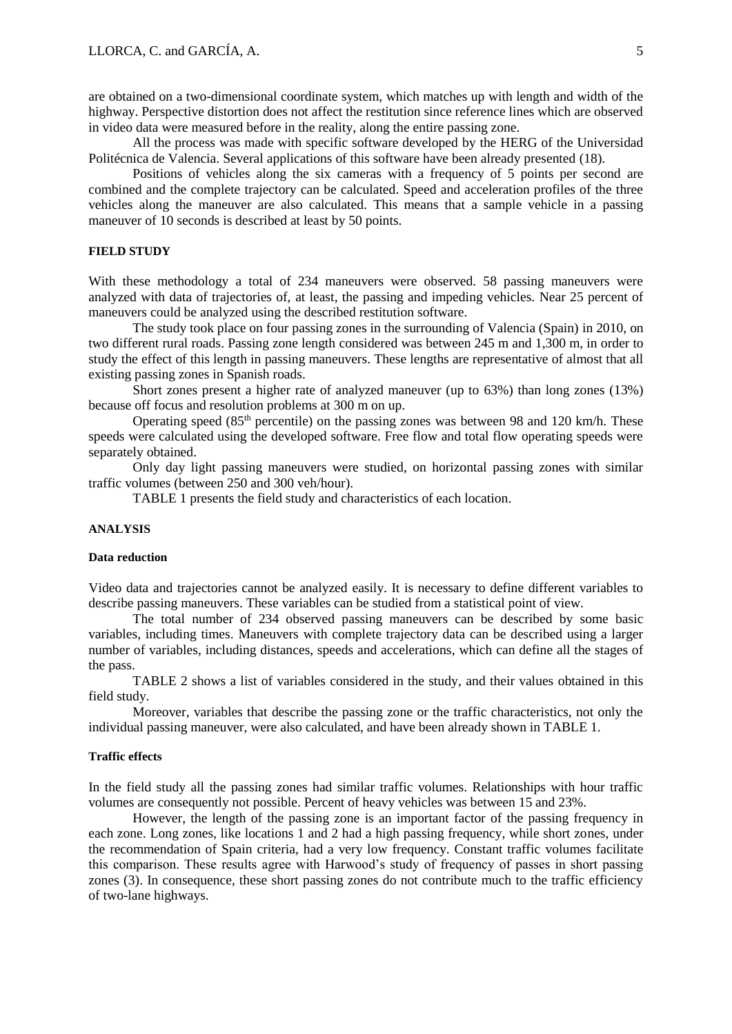are obtained on a two-dimensional coordinate system, which matches up with length and width of the highway. Perspective distortion does not affect the restitution since reference lines which are observed in video data were measured before in the reality, along the entire passing zone.

All the process was made with specific software developed by the HERG of the Universidad Politécnica de Valencia. Several applications of this software have been already presented (18).

Positions of vehicles along the six cameras with a frequency of 5 points per second are combined and the complete trajectory can be calculated. Speed and acceleration profiles of the three vehicles along the maneuver are also calculated. This means that a sample vehicle in a passing maneuver of 10 seconds is described at least by 50 points.

## FIELD STUDY

With these methodology a total of 234 maneuvers were observed. 58 passing maneuvers were analyzed with data of trajectories of, at least, the passing and impeding vehicles. Near 25 percent of maneuvers could be analyzed using the described restitution software.

The study took place on four passing zones in the surrounding of Valencia (Spain) in 2010, on two different rural roads. Passing zone length considered was between 245 m and 1,300 m, in order to study the effect of this length in passing maneuvers. These lengths are representative of almost that all existing passing zones in Spanish roads.

Short zones present a higher rate of analyzed maneuver (up to 63%) than long zones (13%) because off focus and resolution problems at 300 m on up.

Operating speed (85th percentile) on the passing zones was between 98 and 120 km/h. These speeds were calculated using the developed software. Free flow and total flow operating speeds were separately obtained.

Only day light passing maneuvers were studied, on horizontal passing zones with similar traffic volumes (between 250 and 300 veh/hour).

TABLE 1 presents the field study and characteristics of each location.

## ANALYSIS

### Data reduction

Video data and trajectories cannot be analyzed easily. It is necessary to define different variables to describe passing maneuvers. These variables can be studied from a statistical point of view.

The total number of 234 observed passing maneuvers can be described by some basic variables, including times. Maneuvers with complete trajectory data can be described using a larger number of variables, including distances, speeds and accelerations, which can define all the stages of the pass.

TABLE 2 shows a list of variables considered in the study, and their values obtained in this field study.

Moreover, variables that describe the passing zone or the traffic characteristics, not only the individual passing maneuver, were also calculated, and have been already shown in TABLE 1.

### Traffic effects

In the field study all the passing zones had similar traffic volumes. Relationships with hour traffic volumes are consequently not possible. Percent of heavy vehicles was between 15 and 23%.

However, the length of the passing zone is an important factor of the passing frequency in each zone. Long zones, like locations 1 and 2 had a high passing frequency, while short zones, under the recommendation of Spain criteria, had a very low frequency. Constant traffic volumes facilitate this comparison. These results agree with Harwood's study of frequency of passes in short passing zones (3). In consequence, these short passing zones do not contribute much to the traffic efficiency of two-lane highways.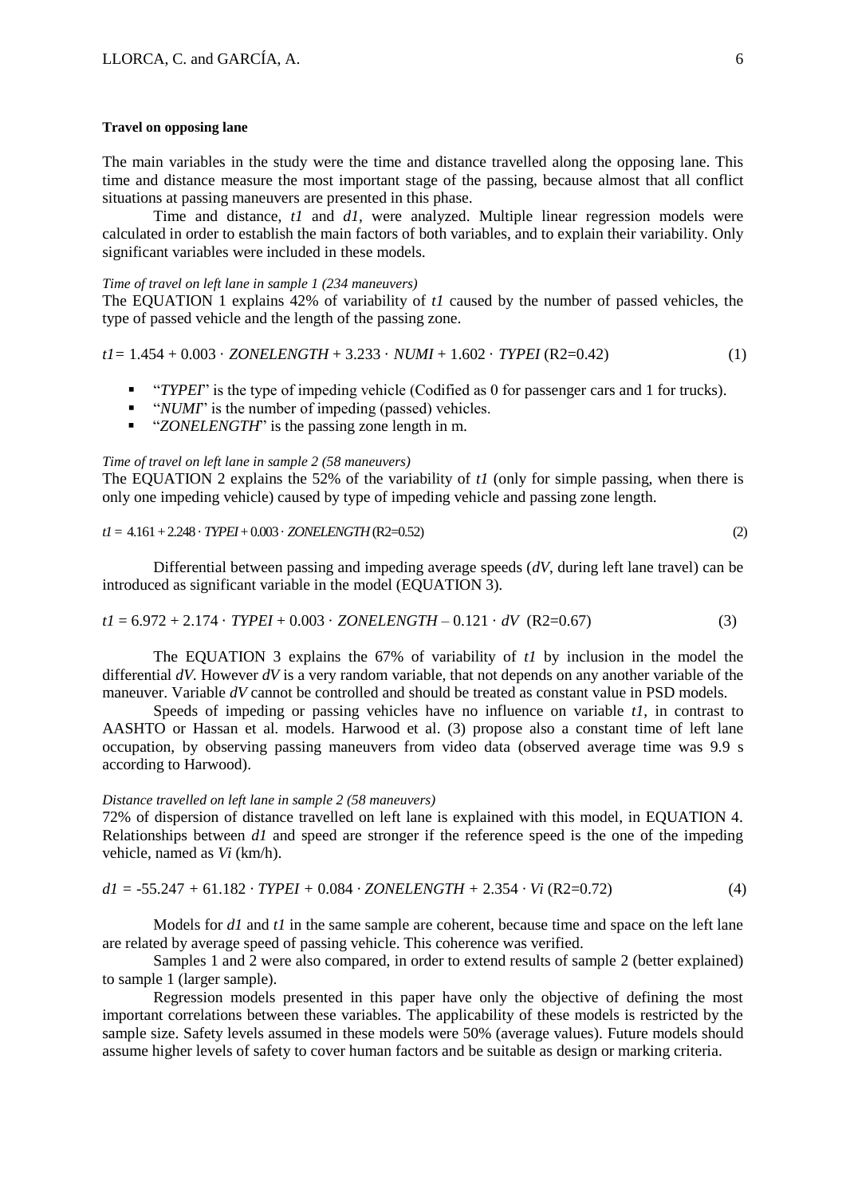**Travel on opposing lane**

The main variables in the study were the time and distance travelled along the opposing lane. This time and distance measure the most important stage of the passing, because almost that all conflict situations at passing maneuvers are presented in this phase.

Time and distance, $t1$ and $d1$, were analyzed. Multiple linear regression models were calculated in order to establish the main factors of both variables, and to explain their variability. Only significant variables were included in these models.

*Time of travel on left lane in sample 1 (234 maneuvers)*

The EQUATION 1 explains 42% of variability of $t1$ caused by the number of passed vehicles, the type of passed vehicle and the length of the passing zone.

$$t1 = 1.454 + 0.003 \cdot ZONELENGTH + 3.233 \cdot NUMI + 1.602 \cdot TYPEI \quad (R2=0.42) \qquad (1)$$

- "*TYPEI*" is the type of impeding vehicle (Codified as 0 for passenger cars and 1 for trucks).
- "*NUMI*" is the number of impeding (passed) vehicles.
- "*ZONELENGTH*" is the passing zone length in m.

*Time of travel on left lane in sample 2 (58 maneuvers)*

The EQUATION 2 explains the 52% of the variability of $t1$ (only for simple passing, when there is only one impeding vehicle) caused by type of impeding vehicle and passing zone length.

$$t1 = 4.161 + 2.248 \cdot TYPEI + 0.003 \cdot ZONELENGTH \quad (R2=0.52) \qquad (2)$$

Differential between passing and impeding average speeds ($dV$, during left lane travel) can be introduced as significant variable in the model (EQUATION 3).

$$t1 = 6.972 + 2.174 \cdot TYPEI + 0.003 \cdot ZONELENGTH - 0.121 \cdot dV \quad (R2=0.67) \qquad (3)$$

The EQUATION 3 explains the 67% of variability of $t1$ by inclusion in the model the differential $dV$. However $dV$ is a very random variable, that not depends on any another variable of the maneuver. Variable $dV$ cannot be controlled and should be treated as constant value in PSD models.

Speeds of impeding or passing vehicles have no influence on variable $t1$, in contrast to AASHTO or Hassan et al. models. Harwood et al. (3) propose also a constant time of left lane occupation, by observing passing maneuvers from video data (observed average time was 9.9 s according to Harwood).

*Distance travelled on left lane in sample 2 (58 maneuvers)*

72% of dispersion of distance travelled on left lane is explained with this model, in EQUATION 4. Relationships between $d1$ and speed are stronger if the reference speed is the one of the impeding vehicle, named as $Vi$ (km/h).

$$d1 = -55.247 + 61.182 \cdot TYPEI + 0.084 \cdot ZONELENGTH + 2.354 \cdot Vi \quad (R2=0.72) \qquad (4)$$

Models for $d1$ and $t1$ in the same sample are coherent, because time and space on the left lane are related by average speed of passing vehicle. This coherence was verified.

Samples 1 and 2 were also compared, in order to extend results of sample 2 (better explained) to sample 1 (larger sample).

Regression models presented in this paper have only the objective of defining the most important correlations between these variables. The applicability of these models is restricted by the sample size. Safety levels assumed in these models were 50% (average values). Future models should assume higher levels of safety to cover human factors and be suitable as design or marking criteria.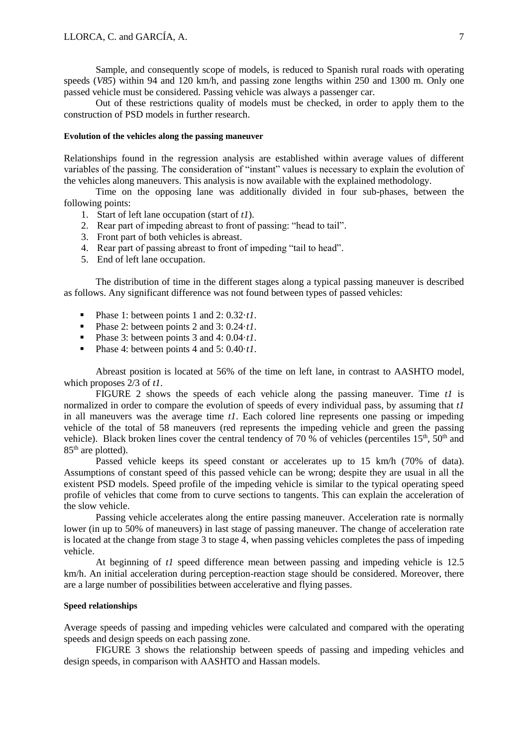Sample, and consequently scope of models, is reduced to Spanish rural roads with operating speeds (*V85*) within 94 and 120 km/h, and passing zone lengths within 250 and 1300 m. Only one passed vehicle must be considered. Passing vehicle was always a passenger car.

Out of these restrictions quality of models must be checked, in order to apply them to the construction of PSD models in further research.

#### Evolution of the vehicles along the passing maneuver

Relationships found in the regression analysis are established within average values of different variables of the passing. The consideration of "instant" values is necessary to explain the evolution of the vehicles along maneuvers. This analysis is now available with the explained methodology.

Time on the opposing lane was additionally divided in four sub-phases, between the following points:

1. Start of left lane occupation (start of $t1$).
2. Rear part of impeding abreast to front of passing: "head to tail".
3. Front part of both vehicles is abreast.
4. Rear part of passing abreast to front of impeding "tail to head".
5. End of left lane occupation.

The distribution of time in the different stages along a typical passing maneuver is described as follows. Any significant difference was not found between types of passed vehicles:

- Phase 1: between points 1 and 2: $0.32 \cdot t1$.
- Phase 2: between points 2 and 3: $0.24 \cdot t1$.
- Phase 3: between points 3 and 4: $0.04 \cdot t1$.
- Phase 4: between points 4 and 5: $0.40 \cdot t1$.

Abreast position is located at 56% of the time on left lane, in contrast to AASHTO model, which proposes 2/3 of $t1$.

FIGURE 2 shows the speeds of each vehicle along the passing maneuver. Time $t1$ is normalized in order to compare the evolution of speeds of every individual pass, by assuming that $t1$ in all maneuvers was the average time $t1$. Each colored line represents one passing or impeding vehicle of the total of 58 maneuvers (red represents the impeding vehicle and green the passing vehicle). Black broken lines cover the central tendency of 70 % of vehicles (percentiles 15th, 50th and 85th are plotted).

Passed vehicle keeps its speed constant or accelerates up to 15 km/h (70% of data). Assumptions of constant speed of this passed vehicle can be wrong; despite they are usual in all the existent PSD models. Speed profile of the impeding vehicle is similar to the typical operating speed profile of vehicles that come from to curve sections to tangents. This can explain the acceleration of the slow vehicle.

Passing vehicle accelerates along the entire passing maneuver. Acceleration rate is normally lower (in up to 50% of maneuvers) in last stage of passing maneuver. The change of acceleration rate is located at the change from stage 3 to stage 4, when passing vehicles completes the pass of impeding vehicle.

At beginning of $t1$ speed difference mean between passing and impeding vehicle is 12.5 km/h. An initial acceleration during perception-reaction stage should be considered. Moreover, there are a large number of possibilities between accelerative and flying passes.

#### Speed relationships

Average speeds of passing and impeding vehicles were calculated and compared with the operating speeds and design speeds on each passing zone.

FIGURE 3 shows the relationship between speeds of passing and impeding vehicles and design speeds, in comparison with AASHTO and Hassan models.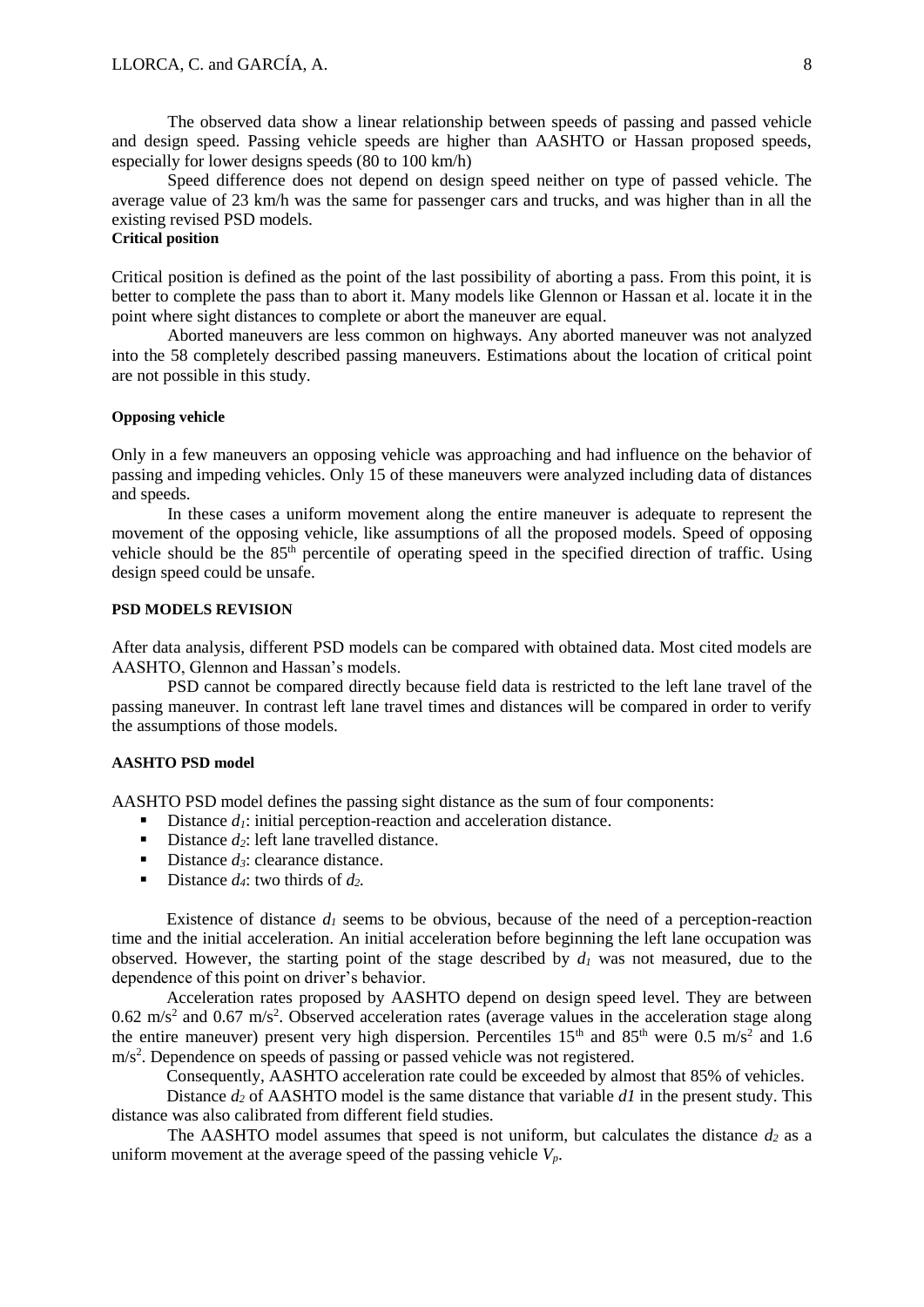The observed data show a linear relationship between speeds of passing and passed vehicle and design speed. Passing vehicle speeds are higher than AASHTO or Hassan proposed speeds, especially for lower designs speeds (80 to 100 km/h)

Speed difference does not depend on design speed neither on type of passed vehicle. The average value of 23 km/h was the same for passenger cars and trucks, and was higher than in all the existing revised PSD models.

**Critical position**

Critical position is defined as the point of the last possibility of aborting a pass. From this point, it is better to complete the pass than to abort it. Many models like Glennon or Hassan et al. locate it in the point where sight distances to complete or abort the maneuver are equal.

Aborted maneuvers are less common on highways. Any aborted maneuver was not analyzed into the 58 completely described passing maneuvers. Estimations about the location of critical point are not possible in this study.

**Opposing vehicle**

Only in a few maneuvers an opposing vehicle was approaching and had influence on the behavior of passing and impeding vehicles. Only 15 of these maneuvers were analyzed including data of distances and speeds.

In these cases a uniform movement along the entire maneuver is adequate to represent the movement of the opposing vehicle, like assumptions of all the proposed models. Speed of opposing vehicle should be the 85th percentile of operating speed in the specified direction of traffic. Using design speed could be unsafe.

## PSD MODELS REVISION

After data analysis, different PSD models can be compared with obtained data. Most cited models are AASHTO, Glennon and Hassan's models.

PSD cannot be compared directly because field data is restricted to the left lane travel of the passing maneuver. In contrast left lane travel times and distances will be compared in order to verify the assumptions of those models.

### AASHTO PSD model

AASHTO PSD model defines the passing sight distance as the sum of four components:

- Distance $d_1$: initial perception-reaction and acceleration distance.
- Distance $d_2$: left lane travelled distance.
- Distance $d_3$: clearance distance.
- Distance $d_4$: two thirds of $d_2$.

Existence of distance $d_1$ seems to be obvious, because of the need of a perception-reaction time and the initial acceleration. An initial acceleration before beginning the left lane occupation was observed. However, the starting point of the stage described by $d_1$ was not measured, due to the dependence of this point on driver's behavior.

Acceleration rates proposed by AASHTO depend on design speed level. They are between $0.62\ m/s^2$ and $0.67\ m/s^2$. Observed acceleration rates (average values in the acceleration stage along the entire maneuver) present very high dispersion. Percentiles 15th and 85th were $0.5\ m/s^2$ and $1.6\ m/s^2$. Dependence on speeds of passing or passed vehicle was not registered.

Consequently, AASHTO acceleration rate could be exceeded by almost that 85% of vehicles.

Distance $d_2$ of AASHTO model is the same distance that variable $d1$ in the present study. This distance was also calibrated from different field studies.

The AASHTO model assumes that speed is not uniform, but calculates the distance $d_2$ as a uniform movement at the average speed of the passing vehicle $V_p$.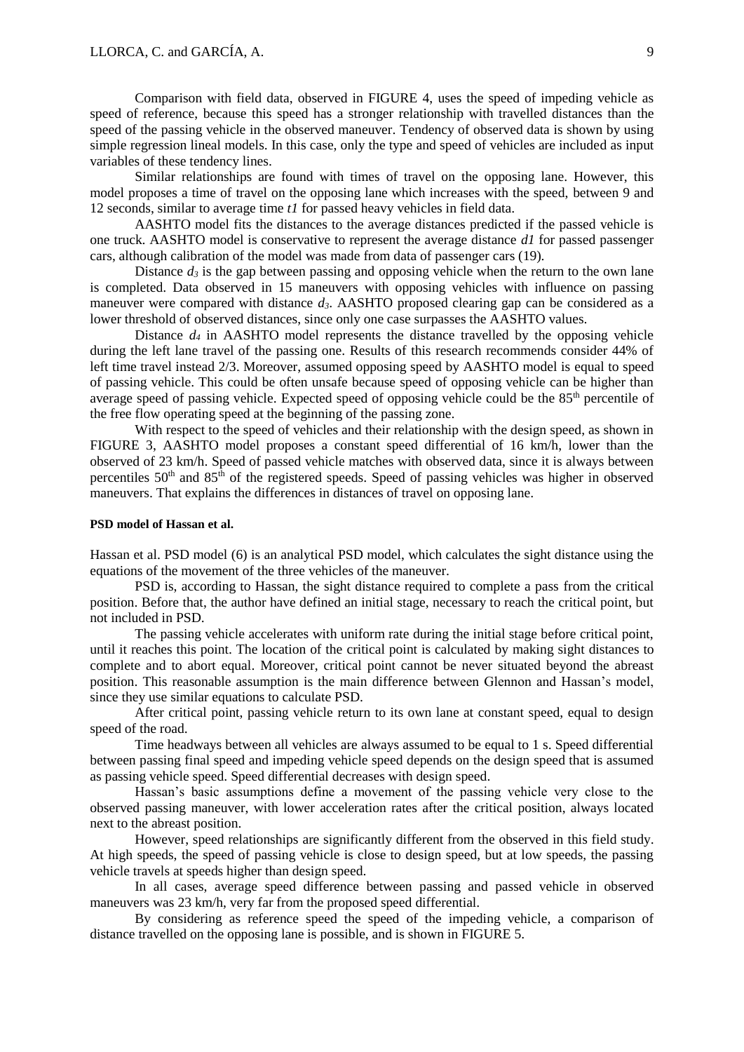Comparison with field data, observed in FIGURE 4, uses the speed of impeding vehicle as speed of reference, because this speed has a stronger relationship with travelled distances than the speed of the passing vehicle in the observed maneuver. Tendency of observed data is shown by using simple regression lineal models. In this case, only the type and speed of vehicles are included as input variables of these tendency lines.

Similar relationships are found with times of travel on the opposing lane. However, this model proposes a time of travel on the opposing lane which increases with the speed, between 9 and 12 seconds, similar to average time $t1$ for passed heavy vehicles in field data.

AASHTO model fits the distances to the average distances predicted if the passed vehicle is one truck. AASHTO model is conservative to represent the average distance $d1$ for passed passenger cars, although calibration of the model was made from data of passenger cars (19).

Distance $d_3$ is the gap between passing and opposing vehicle when the return to the own lane is completed. Data observed in 15 maneuvers with opposing vehicles with influence on passing maneuver were compared with distance $d_3$. AASHTO proposed clearing gap can be considered as a lower threshold of observed distances, since only one case surpasses the AASHTO values.

Distance $d_4$ in AASHTO model represents the distance travelled by the opposing vehicle during the left lane travel of the passing one. Results of this research recommends consider 44% of left time travel instead 2/3. Moreover, assumed opposing speed by AASHTO model is equal to speed of passing vehicle. This could be often unsafe because speed of opposing vehicle can be higher than average speed of passing vehicle. Expected speed of opposing vehicle could be the 85th percentile of the free flow operating speed at the beginning of the passing zone.

With respect to the speed of vehicles and their relationship with the design speed, as shown in FIGURE 3, AASHTO model proposes a constant speed differential of 16 km/h, lower than the observed of 23 km/h. Speed of passed vehicle matches with observed data, since it is always between percentiles 50th and 85th of the registered speeds. Speed of passing vehicles was higher in observed maneuvers. That explains the differences in distances of travel on opposing lane.

### PSD model of Hassan et al.

Hassan et al. PSD model (6) is an analytical PSD model, which calculates the sight distance using the equations of the movement of the three vehicles of the maneuver.

PSD is, according to Hassan, the sight distance required to complete a pass from the critical position. Before that, the author have defined an initial stage, necessary to reach the critical point, but not included in PSD.

The passing vehicle accelerates with uniform rate during the initial stage before critical point, until it reaches this point. The location of the critical point is calculated by making sight distances to complete and to abort equal. Moreover, critical point cannot be never situated beyond the abreast position. This reasonable assumption is the main difference between Glennon and Hassan's model, since they use similar equations to calculate PSD.

After critical point, passing vehicle return to its own lane at constant speed, equal to design speed of the road.

Time headways between all vehicles are always assumed to be equal to 1 s. Speed differential between passing final speed and impeding vehicle speed depends on the design speed that is assumed as passing vehicle speed. Speed differential decreases with design speed.

Hassan's basic assumptions define a movement of the passing vehicle very close to the observed passing maneuver, with lower acceleration rates after the critical position, always located next to the abreast position.

However, speed relationships are significantly different from the observed in this field study. At high speeds, the speed of passing vehicle is close to design speed, but at low speeds, the passing vehicle travels at speeds higher than design speed.

In all cases, average speed difference between passing and passed vehicle in observed maneuvers was 23 km/h, very far from the proposed speed differential.

By considering as reference speed the speed of the impeding vehicle, a comparison of distance travelled on the opposing lane is possible, and is shown in FIGURE 5.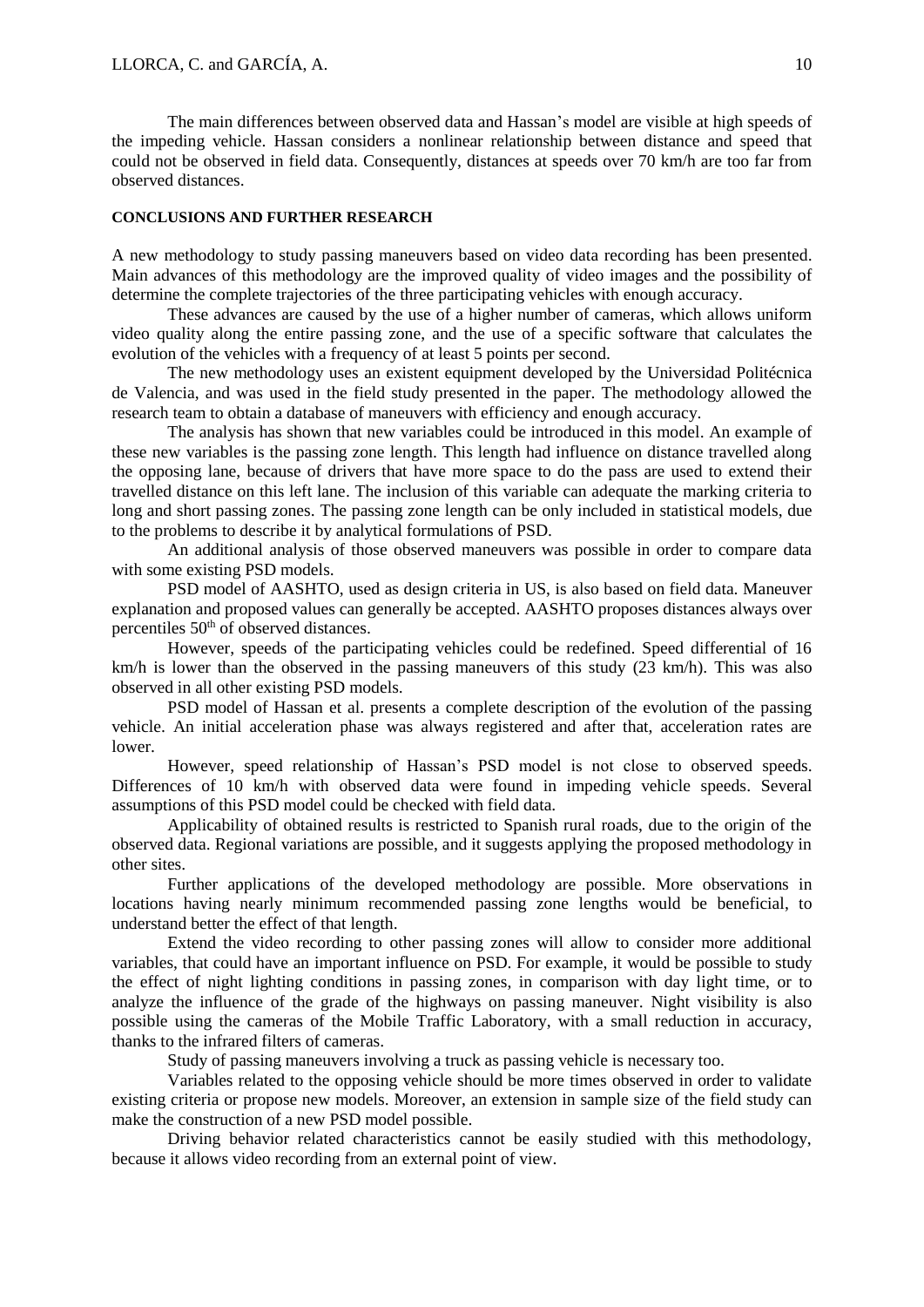The main differences between observed data and Hassan's model are visible at high speeds of the impeding vehicle. Hassan considers a nonlinear relationship between distance and speed that could not be observed in field data. Consequently, distances at speeds over 70 km/h are too far from observed distances.

## CONCLUSIONS AND FURTHER RESEARCH

A new methodology to study passing maneuvers based on video data recording has been presented. Main advances of this methodology are the improved quality of video images and the possibility of determine the complete trajectories of the three participating vehicles with enough accuracy.

These advances are caused by the use of a higher number of cameras, which allows uniform video quality along the entire passing zone, and the use of a specific software that calculates the evolution of the vehicles with a frequency of at least 5 points per second.

The new methodology uses an existent equipment developed by the Universidad Politécnica de Valencia, and was used in the field study presented in the paper. The methodology allowed the research team to obtain a database of maneuvers with efficiency and enough accuracy.

The analysis has shown that new variables could be introduced in this model. An example of these new variables is the passing zone length. This length had influence on distance travelled along the opposing lane, because of drivers that have more space to do the pass are used to extend their travelled distance on this left lane. The inclusion of this variable can adequate the marking criteria to long and short passing zones. The passing zone length can be only included in statistical models, due to the problems to describe it by analytical formulations of PSD.

An additional analysis of those observed maneuvers was possible in order to compare data with some existing PSD models.

PSD model of AASHTO, used as design criteria in US, is also based on field data. Maneuver explanation and proposed values can generally be accepted. AASHTO proposes distances always over percentiles 50$^{th}$ of observed distances.

However, speeds of the participating vehicles could be redefined. Speed differential of 16 km/h is lower than the observed in the passing maneuvers of this study (23 km/h). This was also observed in all other existing PSD models.

PSD model of Hassan et al. presents a complete description of the evolution of the passing vehicle. An initial acceleration phase was always registered and after that, acceleration rates are lower.

However, speed relationship of Hassan's PSD model is not close to observed speeds. Differences of 10 km/h with observed data were found in impeding vehicle speeds. Several assumptions of this PSD model could be checked with field data.

Applicability of obtained results is restricted to Spanish rural roads, due to the origin of the observed data. Regional variations are possible, and it suggests applying the proposed methodology in other sites.

Further applications of the developed methodology are possible. More observations in locations having nearly minimum recommended passing zone lengths would be beneficial, to understand better the effect of that length.

Extend the video recording to other passing zones will allow to consider more additional variables, that could have an important influence on PSD. For example, it would be possible to study the effect of night lighting conditions in passing zones, in comparison with day light time, or to analyze the influence of the grade of the highways on passing maneuver. Night visibility is also possible using the cameras of the Mobile Traffic Laboratory, with a small reduction in accuracy, thanks to the infrared filters of cameras.

Study of passing maneuvers involving a truck as passing vehicle is necessary too.

Variables related to the opposing vehicle should be more times observed in order to validate existing criteria or propose new models. Moreover, an extension in sample size of the field study can make the construction of a new PSD model possible.

Driving behavior related characteristics cannot be easily studied with this methodology, because it allows video recording from an external point of view.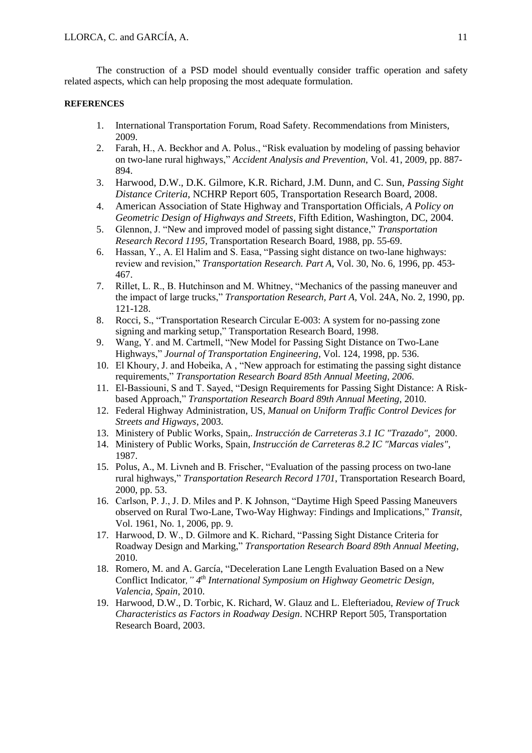The construction of a PSD model should eventually consider traffic operation and safety related aspects, which can help proposing the most adequate formulation.

**REFERENCES**

1. International Transportation Forum, Road Safety. Recommendations from Ministers, 2009.
2. Farah, H., A. Beckhor and A. Polus., "Risk evaluation by modeling of passing behavior on two-lane rural highways," *Accident Analysis and Prevention*, Vol. 41, 2009, pp. 887-894.
3. Harwood, D.W., D.K. Gilmore, K.R. Richard, J.M. Dunn, and C. Sun, *Passing Sight Distance Criteria*, NCHRP Report 605, Transportation Research Board, 2008.
4. American Association of State Highway and Transportation Officials, *A Policy on Geometric Design of Highways and Streets*, Fifth Edition, Washington, DC, 2004.
5. Glennon, J. "New and improved model of passing sight distance," *Transportation Research Record 1195*, Transportation Research Board, 1988, pp. 55-69.
6. Hassan, Y., A. El Halim and S. Easa, "Passing sight distance on two-lane highways: review and revision," *Transportation Research. Part A*, Vol. 30, No. 6, 1996, pp. 453-467.
7. Rillet, L. R., B. Hutchinson and M. Whitney, "Mechanics of the passing maneuver and the impact of large trucks," *Transportation Research, Part A*, Vol. 24A, No. 2, 1990, pp. 121-128.
8. Rocci, S., "Transportation Research Circular E-003: A system for no-passing zone signing and marking setup," Transportation Research Board, 1998.
9. Wang, Y. and M. Cartmell, "New Model for Passing Sight Distance on Two-Lane Highways," *Journal of Transportation Engineering*, Vol. 124, 1998, pp. 536.
10. El Khoury, J. and Hobeika, A , "New approach for estimating the passing sight distance requirements," *Transportation Research Board 85th Annual Meeting, 2006*.
11. El-Bassiouni, S and T. Sayed, "Design Requirements for Passing Sight Distance: A Risk-based Approach," *Transportation Research Board 89th Annual Meeting*, 2010.
12. Federal Highway Administration, US, *Manual on Uniform Traffic Control Devices for Streets and Higways*, 2003.
13. Ministery of Public Works, Spain,. *Instrucción de Carreteras 3.1 IC "Trazado"*, 2000.
14. Ministery of Public Works, Spain, *Instrucción de Carreteras 8.2 IC "Marcas viales"*, 1987.
15. Polus, A., M. Livneh and B. Frischer, "Evaluation of the passing process on two-lane rural highways," *Transportation Research Record 1701*, Transportation Research Board, 2000, pp. 53.
16. Carlson, P. J., J. D. Miles and P. K Johnson, "Daytime High Speed Passing Maneuvers observed on Rural Two-Lane, Two-Way Highway: Findings and Implications," *Transit*, Vol. 1961, No. 1, 2006, pp. 9.
17. Harwood, D. W., D. Gilmore and K. Richard, "Passing Sight Distance Criteria for Roadway Design and Marking," *Transportation Research Board 89th Annual Meeting*, 2010.
18. Romero, M. and A. García, "Deceleration Lane Length Evaluation Based on a New Conflict Indicator*," 4th International Symposium on Highway Geometric Design, Valencia, Spain*, 2010.
19. Harwood, D.W., D. Torbic, K. Richard, W. Glauz and L. Elefteriadou, *Review of Truck Characteristics as Factors in Roadway Design*. NCHRP Report 505, Transportation Research Board, 2003.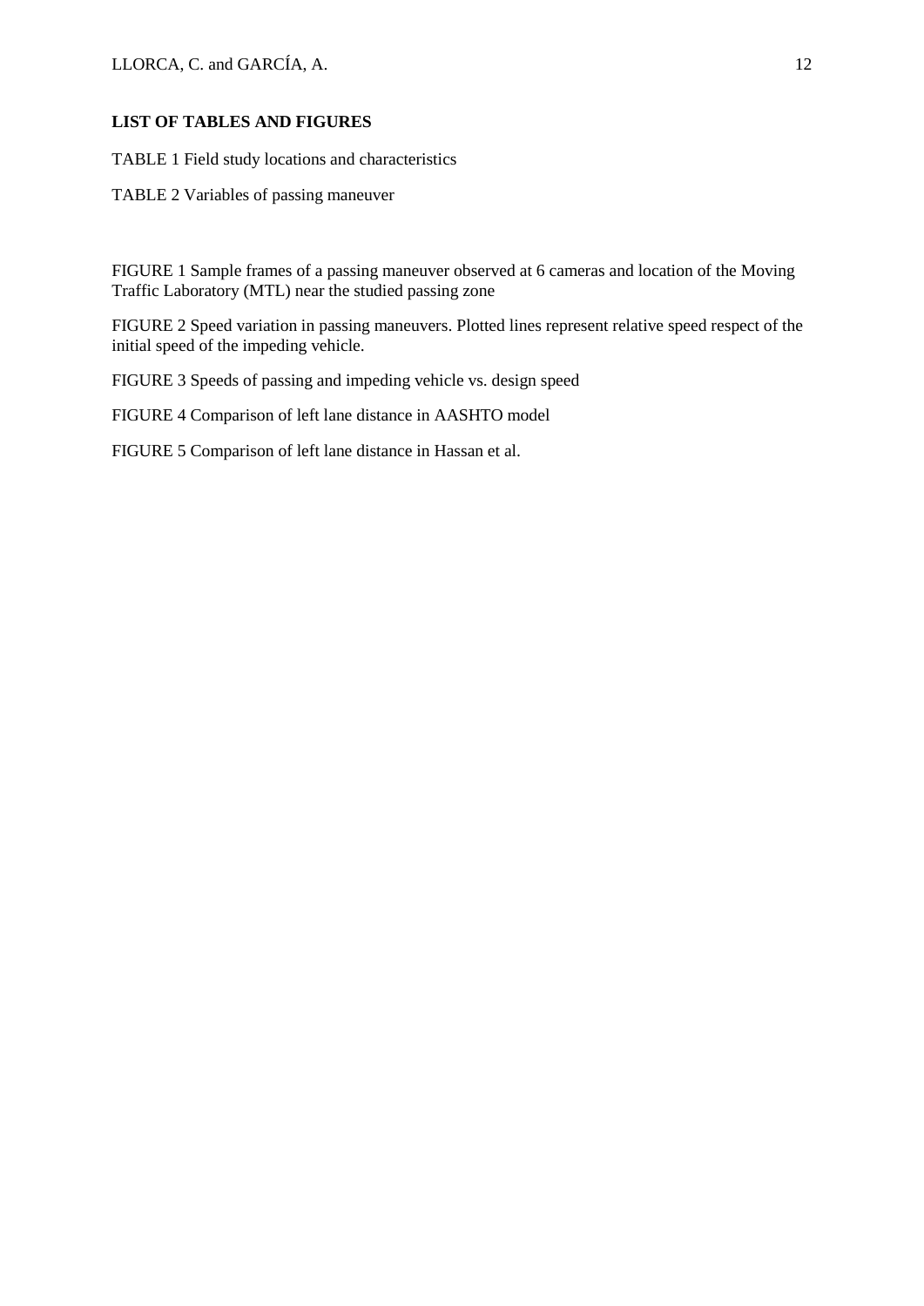**LIST OF TABLES AND FIGURES**

TABLE 1 Field study locations and characteristics

TABLE 2 Variables of passing maneuver

FIGURE 1 Sample frames of a passing maneuver observed at 6 cameras and location of the Moving Traffic Laboratory (MTL) near the studied passing zone

FIGURE 2 Speed variation in passing maneuvers. Plotted lines represent relative speed respect of the initial speed of the impeding vehicle.

FIGURE 3 Speeds of passing and impeding vehicle vs. design speed

FIGURE 4 Comparison of left lane distance in AASHTO model

FIGURE 5 Comparison of left lane distance in Hassan et al.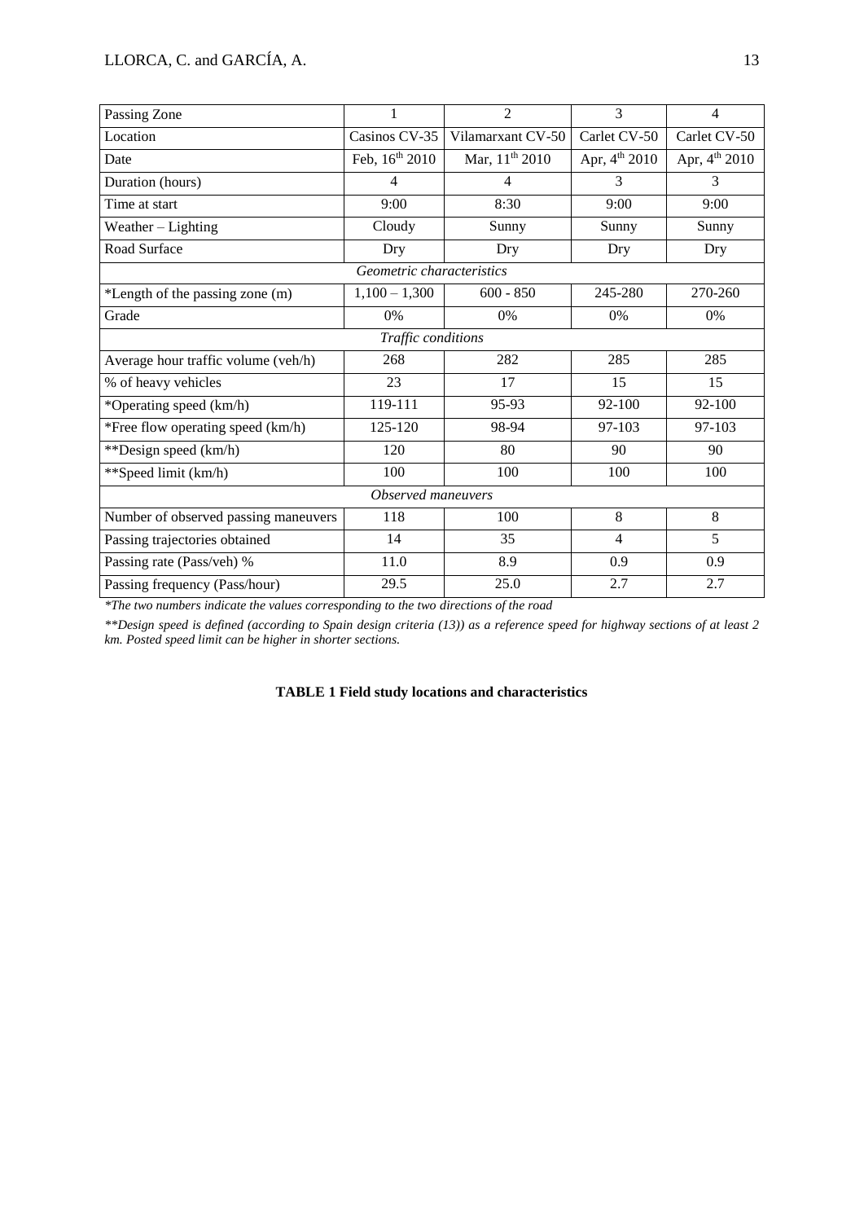| Passing Zone | 1 | 2 | 3 | 4 |
|---|---|---|---|---|
| Location | Casinos CV-35 | Vilamarxant CV-50 | Carlet CV-50 | Carlet CV-50 |
| Date | Feb, 16th 2010 | Mar, 11th 2010 | Apr, 4th 2010 | Apr, 4th 2010 |
| Duration (hours) | 4 | 4 | 3 | 3 |
| Time at start | 9:00 | 8:30 | 9:00 | 9:00 |
| Weather – Lighting | Cloudy | Sunny | Sunny | Sunny |
| Road Surface | Dry | Dry | Dry | Dry |
| *Geometric characteristics* | | | | |
| *Length of the passing zone (m) | 1,100 – 1,300 | 600 - 850 | 245-280 | 270-260 |
| Grade | 0% | 0% | 0% | 0% |
| *Traffic conditions* | | | | |
| Average hour traffic volume (veh/h) | 268 | 282 | 285 | 285 |
| % of heavy vehicles | 23 | 17 | 15 | 15 |
| *Operating speed (km/h) | 119-111 | 95-93 | 92-100 | 92-100 |
| *Free flow operating speed (km/h) | 125-120 | 98-94 | 97-103 | 97-103 |
| **Design speed (km/h) | 120 | 80 | 90 | 90 |
| **Speed limit (km/h) | 100 | 100 | 100 | 100 |
| *Observed maneuvers* | | | | |
| Number of observed passing maneuvers | 118 | 100 | 8 | 8 |
| Passing trajectories obtained | 14 | 35 | 4 | 5 |
| Passing rate (Pass/veh) % | 11.0 | 8.9 | 0.9 | 0.9 |
| Passing frequency (Pass/hour) | 29.5 | 25.0 | 2.7 | 2.7 |

*\*The two numbers indicate the values corresponding to the two directions of the road*

*\*\*Design speed is defined (according to Spain design criteria (13)) as a reference speed for highway sections of at least 2 km. Posted speed limit can be higher in shorter sections.*

**TABLE 1 Field study locations and characteristics**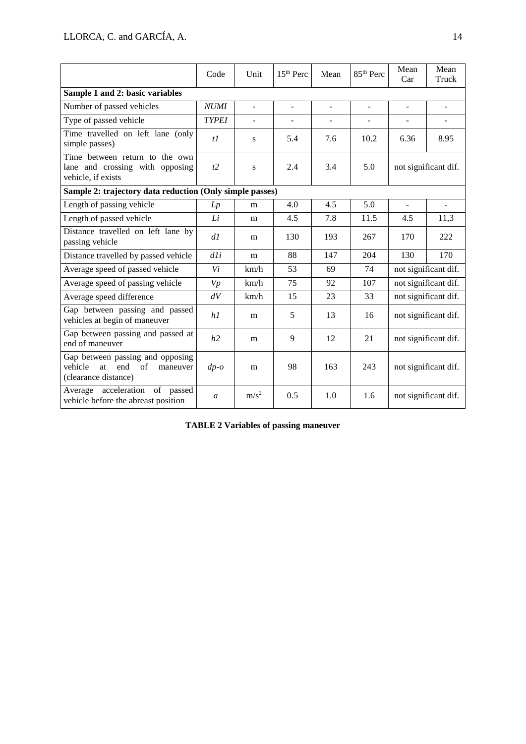| | Code | Unit | $15^{th}$ Perc | Mean | $85^{th}$ Perc | Mean Car | Mean Truck |
|---|---|---|---|---|---|---|---|
| **Sample 1 and 2: basic variables** | | | | | | | |
| Number of passed vehicles | *NUMI* | - | - | - | - | - | - |
| Type of passed vehicle | *TYPEI* | - | - | - | - | - | - |
| Time travelled on left lane (only simple passes) | *t1* | s | 5.4 | 7.6 | 10.2 | 6.36 | 8.95 |
| Time between return to the own lane and crossing with opposing vehicle, if exists | *t2* | s | 2.4 | 3.4 | 5.0 | not significant dif. | |
| **Sample 2: trajectory data reduction (Only simple passes)** | | | | | | | |
| Length of passing vehicle | *Lp* | m | 4.0 | 4.5 | 5.0 | - | - |
| Length of passed vehicle | *Li* | m | 4.5 | 7.8 | 11.5 | 4.5 | 11,3 |
| Distance travelled on left lane by passing vehicle | *d1* | m | 130 | 193 | 267 | 170 | 222 |
| Distance travelled by passed vehicle | *d1i* | m | 88 | 147 | 204 | 130 | 170 |
| Average speed of passed vehicle | *Vi* | km/h | 53 | 69 | 74 | not significant dif. | |
| Average speed of passing vehicle | *Vp* | km/h | 75 | 92 | 107 | not significant dif. | |
| Average speed difference | *dV* | km/h | 15 | 23 | 33 | not significant dif. | |
| Gap between passing and passed vehicles at begin of maneuver | *h1* | m | 5 | 13 | 16 | not significant dif. | |
| Gap between passing and passed at end of maneuver | *h2* | m | 9 | 12 | 21 | not significant dif. | |
| Gap between passing and opposing vehicle at end of maneuver (clearance distance) | *dp-o* | m | 98 | 163 | 243 | not significant dif. | |
| Average acceleration of passed vehicle before the abreast position | *a* | $m/s^2$ | 0.5 | 1.0 | 1.6 | not significant dif. | |

**TABLE 2 Variables of passing maneuver**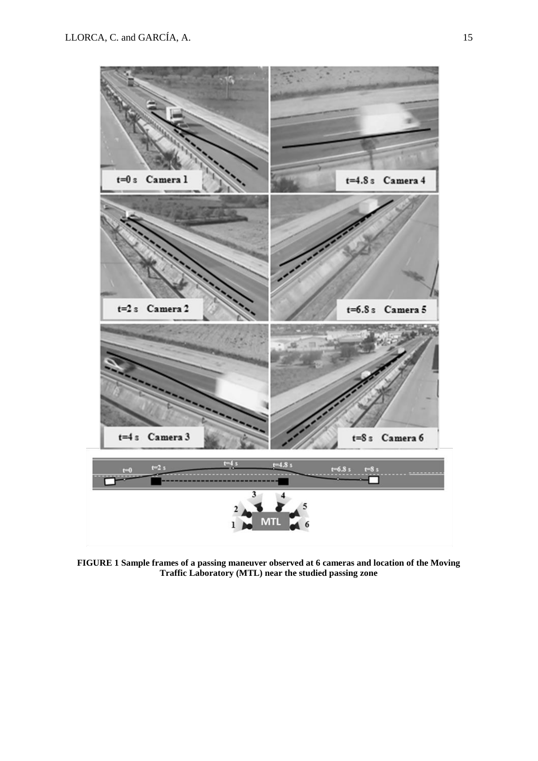**FIGURE 1 Sample frames of a passing maneuver observed at 6 cameras and location of the Moving Traffic Laboratory (MTL) near the studied passing zone**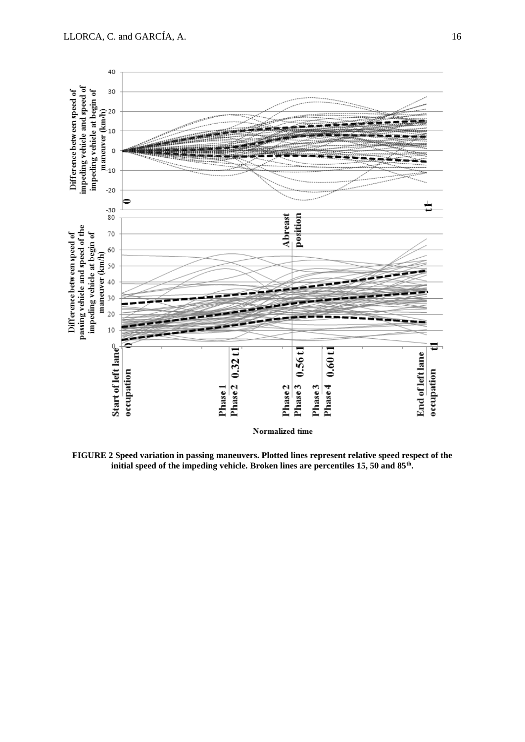**FIGURE 2 Speed variation in passing maneuvers. Plotted lines represent relative speed respect of the initial speed of the impeding vehicle. Broken lines are percentiles 15, 50 and 85th.**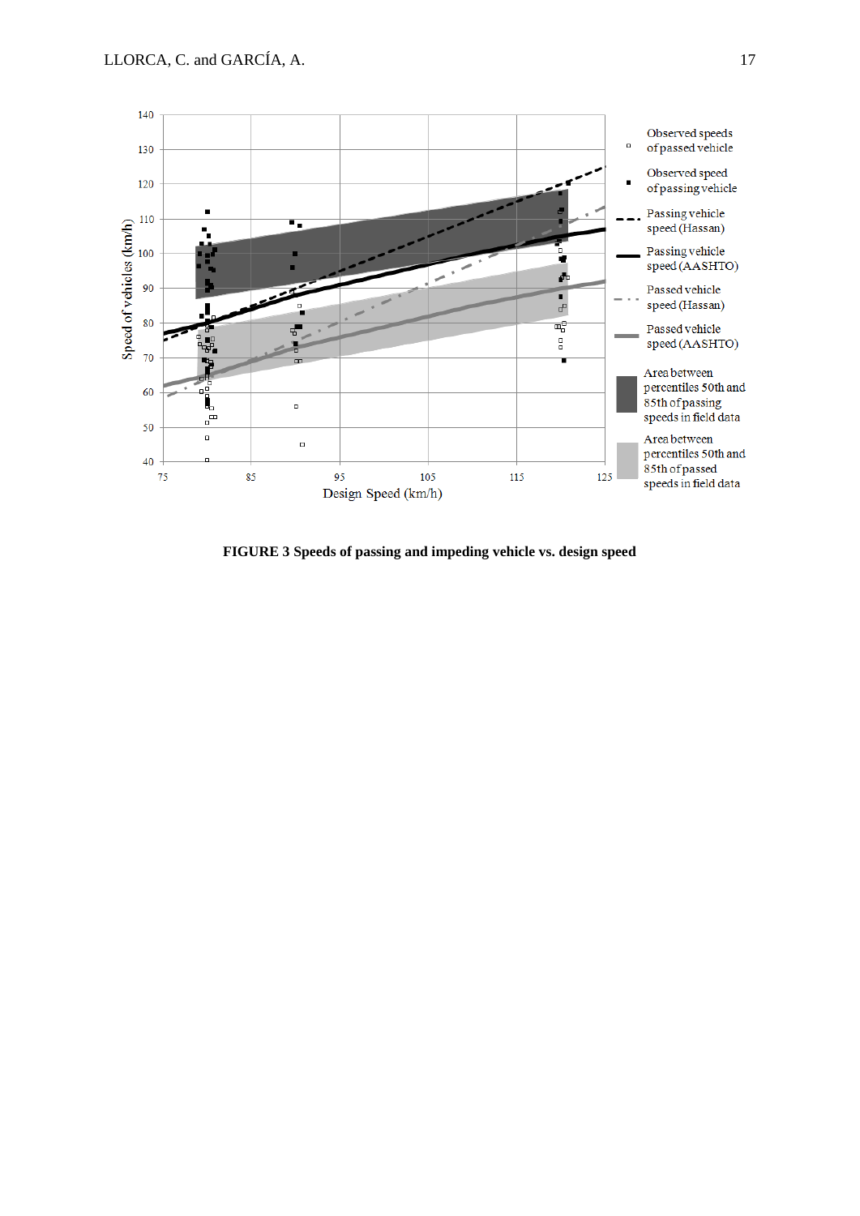**FIGURE 3 Speeds of passing and impeding vehicle vs. design speed**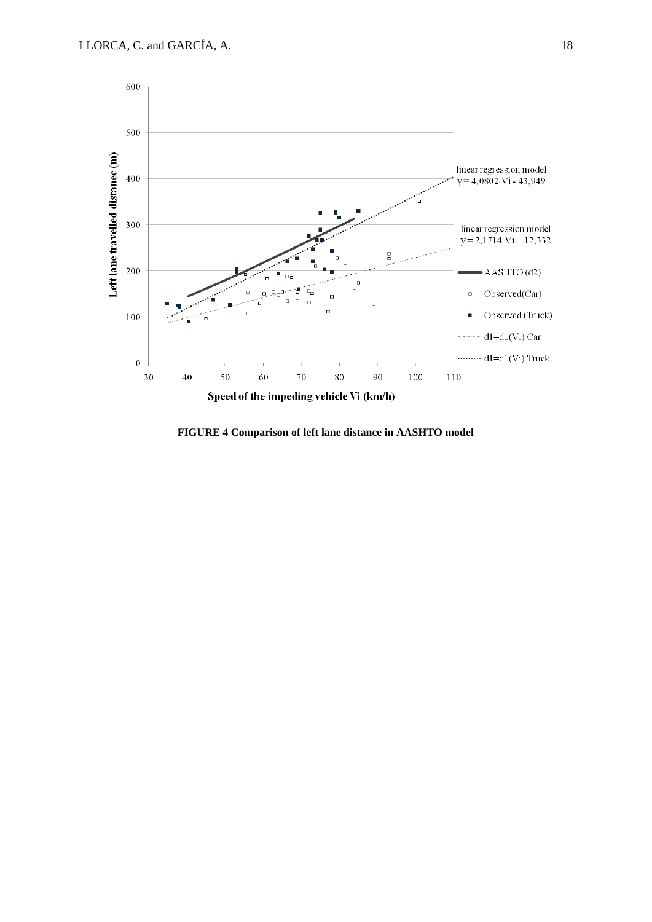**FIGURE 4 Comparison of left lane distance in AASHTO model**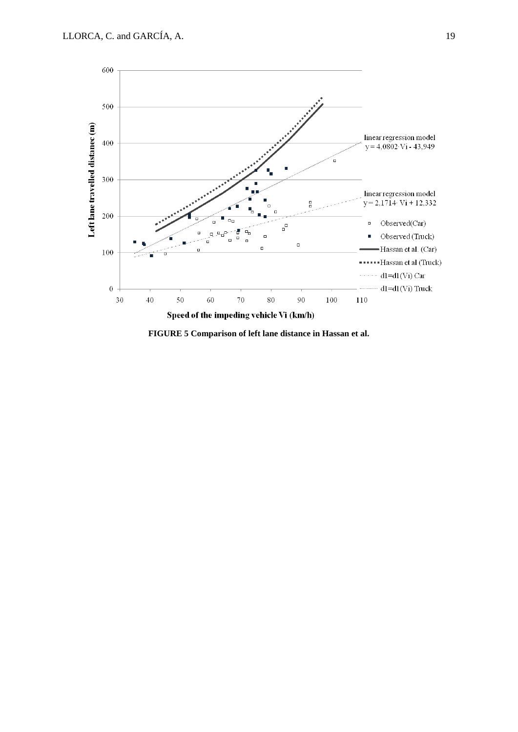600
500
400
300
200
100
0

Left lane travelled distanec (m)

30 40 50 60 70 80 90 100 110

Speed of the impeding vehicle Vi (km/h)

linear regression model
y = 4,0802·Vi - 43,949

linear regression model
y = 2,1714· Vi + 12,332

Observed(Car)
Observed (Truck)
Hassan et al. (Car)
Hassan et al (Truck)
d1=d1(Vi) Car
d1=d1(Vi) Truck

**FIGURE 5 Comparison of left lane distance in Hassan et al.**